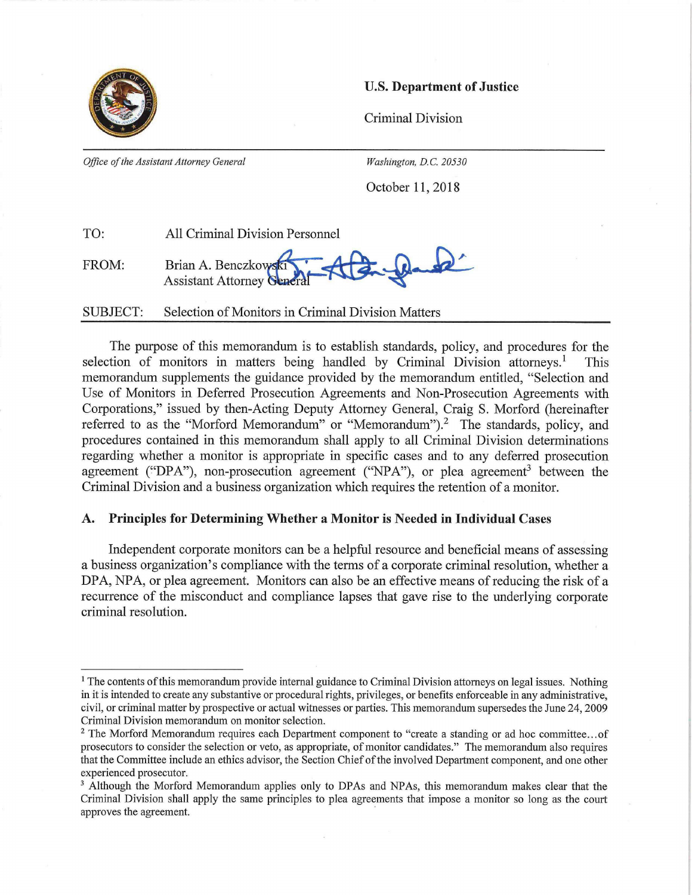**U.S. Department of Justice**

Criminal Division

*Office of the Assistant Attorney General*

*Washington, D.C. 20530*

October 11, 2018

TO: All Criminal Division Personnel

FROM: Brian A. Benczkowski
Assistant Attorney General

SUBJECT: Selection of Monitors in Criminal Division Matters

The purpose of this memorandum is to establish standards, policy, and procedures for the selection of monitors in matters being handled by Criminal Division attorneys.[1] This memorandum supplements the guidance provided by the memorandum entitled, "Selection and Use of Monitors in Deferred Prosecution Agreements and Non-Prosecution Agreements with Corporations," issued by then-Acting Deputy Attorney General, Craig S. Morford (hereinafter referred to as the "Morford Memorandum" or "Memorandum").[2] The standards, policy, and procedures contained in this memorandum shall apply to all Criminal Division determinations regarding whether a monitor is appropriate in specific cases and to any deferred prosecution agreement ("DPA"), non-prosecution agreement ("NPA"), or plea agreement[3] between the Criminal Division and a business organization which requires the retention of a monitor.

## A. Principles for Determining Whether a Monitor is Needed in Individual Cases

Independent corporate monitors can be a helpful resource and beneficial means of assessing a business organization's compliance with the terms of a corporate criminal resolution, whether a DPA, NPA, or plea agreement. Monitors can also be an effective means of reducing the risk of a recurrence of the misconduct and compliance lapses that gave rise to the underlying corporate criminal resolution.

---

[1] The contents of this memorandum provide internal guidance to Criminal Division attorneys on legal issues. Nothing in it is intended to create any substantive or procedural rights, privileges, or benefits enforceable in any administrative, civil, or criminal matter by prospective or actual witnesses or parties. This memorandum supersedes the June 24, 2009 Criminal Division memorandum on monitor selection.

[2] The Morford Memorandum requires each Department component to "create a standing or ad hoc committee...of prosecutors to consider the selection or veto, as appropriate, of monitor candidates." The memorandum also requires that the Committee include an ethics advisor, the Section Chief of the involved Department component, and one other experienced prosecutor.

[3] Although the Morford Memorandum applies only to DPAs and NPAs, this memorandum makes clear that the Criminal Division shall apply the same principles to plea agreements that impose a monitor so long as the court approves the agreement.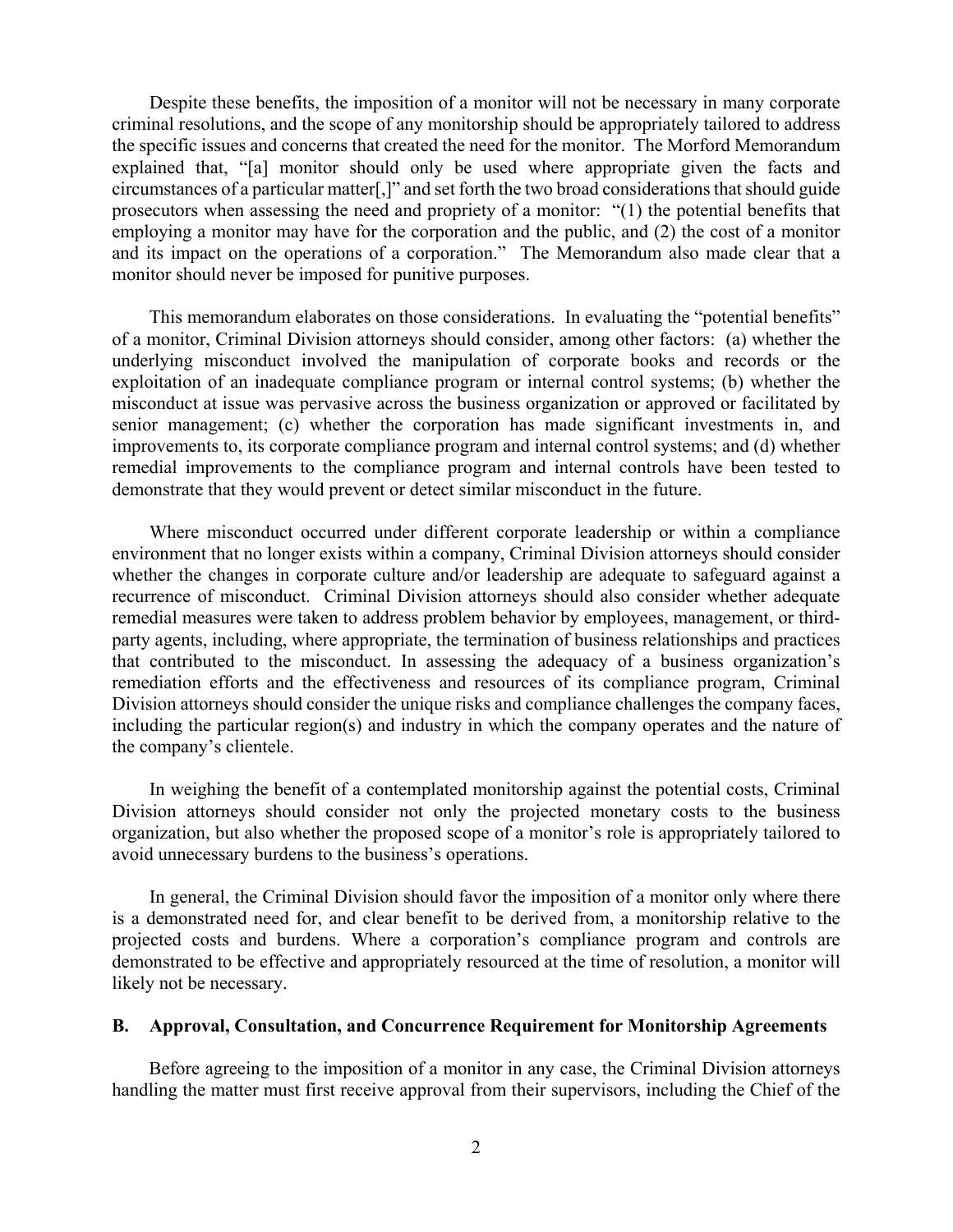Despite these benefits, the imposition of a monitor will not be necessary in many corporate criminal resolutions, and the scope of any monitorship should be appropriately tailored to address the specific issues and concerns that created the need for the monitor. The Morford Memorandum explained that, "[a] monitor should only be used where appropriate given the facts and circumstances of a particular matter[,]" and set forth the two broad considerations that should guide prosecutors when assessing the need and propriety of a monitor: "(1) the potential benefits that employing a monitor may have for the corporation and the public, and (2) the cost of a monitor and its impact on the operations of a corporation." The Memorandum also made clear that a monitor should never be imposed for punitive purposes.

This memorandum elaborates on those considerations. In evaluating the "potential benefits" of a monitor, Criminal Division attorneys should consider, among other factors: (a) whether the underlying misconduct involved the manipulation of corporate books and records or the exploitation of an inadequate compliance program or internal control systems; (b) whether the misconduct at issue was pervasive across the business organization or approved or facilitated by senior management; (c) whether the corporation has made significant investments in, and improvements to, its corporate compliance program and internal control systems; and (d) whether remedial improvements to the compliance program and internal controls have been tested to demonstrate that they would prevent or detect similar misconduct in the future.

Where misconduct occurred under different corporate leadership or within a compliance environment that no longer exists within a company, Criminal Division attorneys should consider whether the changes in corporate culture and/or leadership are adequate to safeguard against a recurrence of misconduct. Criminal Division attorneys should also consider whether adequate remedial measures were taken to address problem behavior by employees, management, or third-party agents, including, where appropriate, the termination of business relationships and practices that contributed to the misconduct. In assessing the adequacy of a business organization's remediation efforts and the effectiveness and resources of its compliance program, Criminal Division attorneys should consider the unique risks and compliance challenges the company faces, including the particular region(s) and industry in which the company operates and the nature of the company's clientele.

In weighing the benefit of a contemplated monitorship against the potential costs, Criminal Division attorneys should consider not only the projected monetary costs to the business organization, but also whether the proposed scope of a monitor's role is appropriately tailored to avoid unnecessary burdens to the business's operations.

In general, the Criminal Division should favor the imposition of a monitor only where there is a demonstrated need for, and clear benefit to be derived from, a monitorship relative to the projected costs and burdens. Where a corporation's compliance program and controls are demonstrated to be effective and appropriately resourced at the time of resolution, a monitor will likely not be necessary.

### B. Approval, Consultation, and Concurrence Requirement for Monitorship Agreements

Before agreeing to the imposition of a monitor in any case, the Criminal Division attorneys handling the matter must first receive approval from their supervisors, including the Chief of the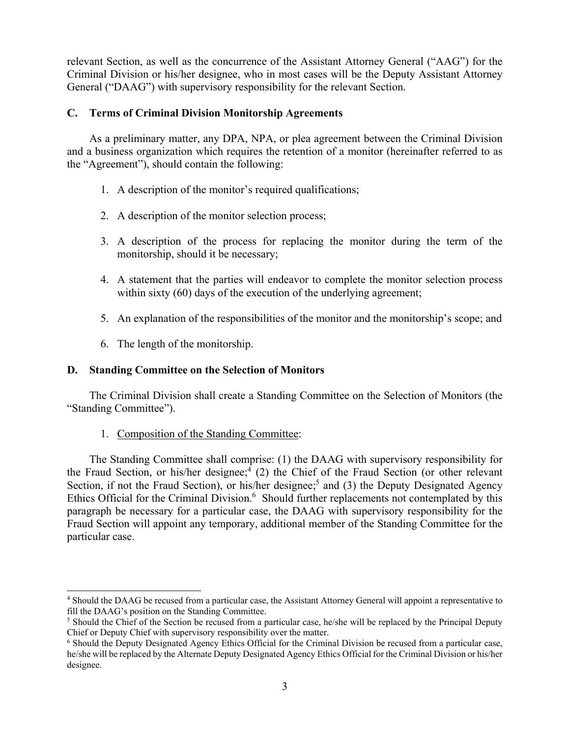relevant Section, as well as the concurrence of the Assistant Attorney General ("AAG") for the Criminal Division or his/her designee, who in most cases will be the Deputy Assistant Attorney General ("DAAG") with supervisory responsibility for the relevant Section.

### C. Terms of Criminal Division Monitorship Agreements

As a preliminary matter, any DPA, NPA, or plea agreement between the Criminal Division and a business organization which requires the retention of a monitor (hereinafter referred to as the "Agreement"), should contain the following:

1. A description of the monitor's required qualifications;

2. A description of the monitor selection process;

3. A description of the process for replacing the monitor during the term of the monitorship, should it be necessary;

4. A statement that the parties will endeavor to complete the monitor selection process within sixty (60) days of the execution of the underlying agreement;

5. An explanation of the responsibilities of the monitor and the monitorship's scope; and

6. The length of the monitorship.

### D. Standing Committee on the Selection of Monitors

The Criminal Division shall create a Standing Committee on the Selection of Monitors (the "Standing Committee").

1. <u>Composition of the Standing Committee</u>:

The Standing Committee shall comprise: (1) the DAAG with supervisory responsibility for the Fraud Section, or his/her designee;[4] (2) the Chief of the Fraud Section (or other relevant Section, if not the Fraud Section), or his/her designee;[5] and (3) the Deputy Designated Agency Ethics Official for the Criminal Division.[6] Should further replacements not contemplated by this paragraph be necessary for a particular case, the DAAG with supervisory responsibility for the Fraud Section will appoint any temporary, additional member of the Standing Committee for the particular case.

---

[4] Should the DAAG be recused from a particular case, the Assistant Attorney General will appoint a representative to fill the DAAG's position on the Standing Committee.

[5] Should the Chief of the Section be recused from a particular case, he/she will be replaced by the Principal Deputy Chief or Deputy Chief with supervisory responsibility over the matter.

[6] Should the Deputy Designated Agency Ethics Official for the Criminal Division be recused from a particular case, he/she will be replaced by the Alternate Deputy Designated Agency Ethics Official for the Criminal Division or his/her designee.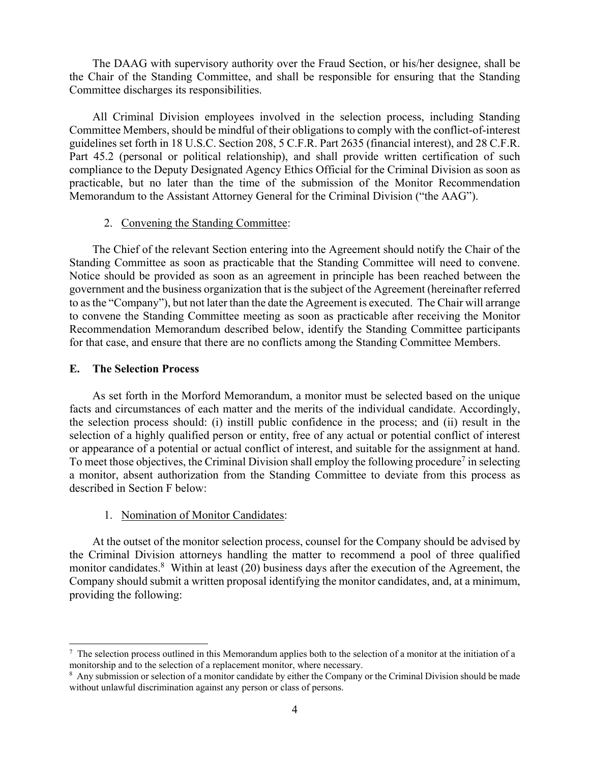The DAAG with supervisory authority over the Fraud Section, or his/her designee, shall be the Chair of the Standing Committee, and shall be responsible for ensuring that the Standing Committee discharges its responsibilities.

All Criminal Division employees involved in the selection process, including Standing Committee Members, should be mindful of their obligations to comply with the conflict-of-interest guidelines set forth in 18 U.S.C. Section 208, 5 C.F.R. Part 2635 (financial interest), and 28 C.F.R. Part 45.2 (personal or political relationship), and shall provide written certification of such compliance to the Deputy Designated Agency Ethics Official for the Criminal Division as soon as practicable, but no later than the time of the submission of the Monitor Recommendation Memorandum to the Assistant Attorney General for the Criminal Division ("the AAG").

2. Convening the Standing Committee:

The Chief of the relevant Section entering into the Agreement should notify the Chair of the Standing Committee as soon as practicable that the Standing Committee will need to convene. Notice should be provided as soon as an agreement in principle has been reached between the government and the business organization that is the subject of the Agreement (hereinafter referred to as the "Company"), but not later than the date the Agreement is executed. The Chair will arrange to convene the Standing Committee meeting as soon as practicable after receiving the Monitor Recommendation Memorandum described below, identify the Standing Committee participants for that case, and ensure that there are no conflicts among the Standing Committee Members.

### E. The Selection Process

As set forth in the Morford Memorandum, a monitor must be selected based on the unique facts and circumstances of each matter and the merits of the individual candidate. Accordingly, the selection process should: (i) instill public confidence in the process; and (ii) result in the selection of a highly qualified person or entity, free of any actual or potential conflict of interest or appearance of a potential or actual conflict of interest, and suitable for the assignment at hand. To meet those objectives, the Criminal Division shall employ the following procedure[7] in selecting a monitor, absent authorization from the Standing Committee to deviate from this process as described in Section F below:

1. Nomination of Monitor Candidates:

At the outset of the monitor selection process, counsel for the Company should be advised by the Criminal Division attorneys handling the matter to recommend a pool of three qualified monitor candidates.[8] Within at least (20) business days after the execution of the Agreement, the Company should submit a written proposal identifying the monitor candidates, and, at a minimum, providing the following:

[7] The selection process outlined in this Memorandum applies both to the selection of a monitor at the initiation of a monitorship and to the selection of a replacement monitor, where necessary.

[8] Any submission or selection of a monitor candidate by either the Company or the Criminal Division should be made without unlawful discrimination against any person or class of persons.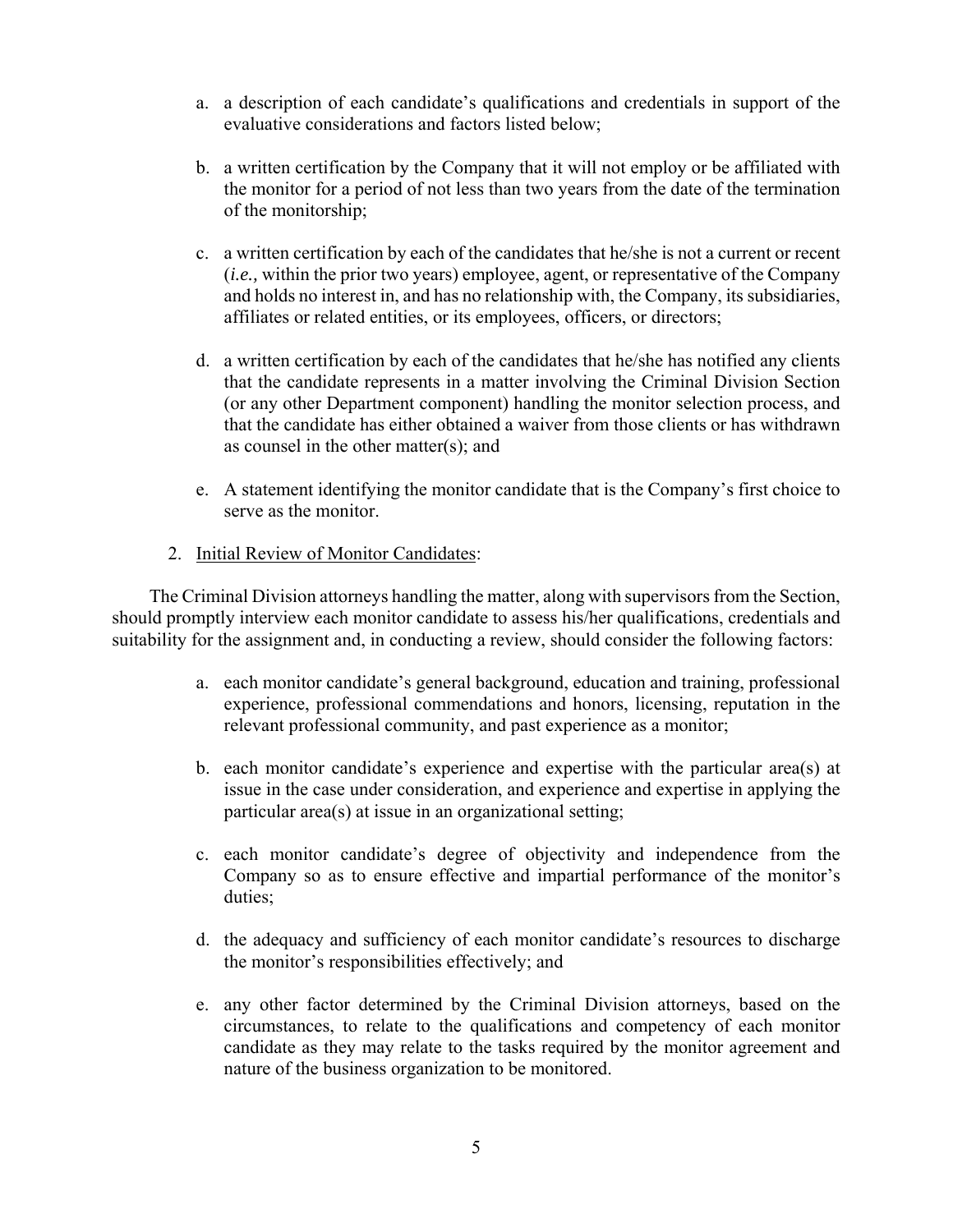a. a description of each candidate's qualifications and credentials in support of the evaluative considerations and factors listed below;

b. a written certification by the Company that it will not employ or be affiliated with the monitor for a period of not less than two years from the date of the termination of the monitorship;

c. a written certification by each of the candidates that he/she is not a current or recent (*i.e.,* within the prior two years) employee, agent, or representative of the Company and holds no interest in, and has no relationship with, the Company, its subsidiaries, affiliates or related entities, or its employees, officers, or directors;

d. a written certification by each of the candidates that he/she has notified any clients that the candidate represents in a matter involving the Criminal Division Section (or any other Department component) handling the monitor selection process, and that the candidate has either obtained a waiver from those clients or has withdrawn as counsel in the other matter(s); and

e. A statement identifying the monitor candidate that is the Company's first choice to serve as the monitor.

2. <u>Initial Review of Monitor Candidates</u>:

The Criminal Division attorneys handling the matter, along with supervisors from the Section, should promptly interview each monitor candidate to assess his/her qualifications, credentials and suitability for the assignment and, in conducting a review, should consider the following factors:

a. each monitor candidate's general background, education and training, professional experience, professional commendations and honors, licensing, reputation in the relevant professional community, and past experience as a monitor;

b. each monitor candidate's experience and expertise with the particular area(s) at issue in the case under consideration, and experience and expertise in applying the particular area(s) at issue in an organizational setting;

c. each monitor candidate's degree of objectivity and independence from the Company so as to ensure effective and impartial performance of the monitor's duties;

d. the adequacy and sufficiency of each monitor candidate's resources to discharge the monitor's responsibilities effectively; and

e. any other factor determined by the Criminal Division attorneys, based on the circumstances, to relate to the qualifications and competency of each monitor candidate as they may relate to the tasks required by the monitor agreement and nature of the business organization to be monitored.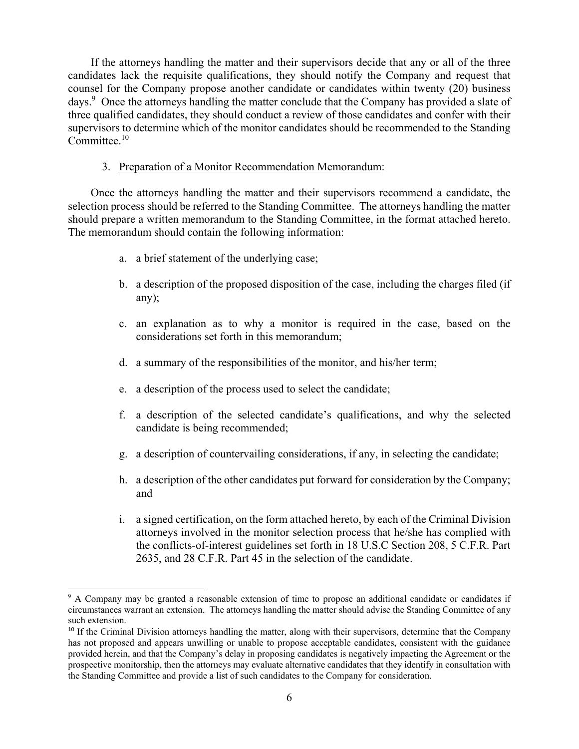If the attorneys handling the matter and their supervisors decide that any or all of the three candidates lack the requisite qualifications, they should notify the Company and request that counsel for the Company propose another candidate or candidates within twenty (20) business days.[9] Once the attorneys handling the matter conclude that the Company has provided a slate of three qualified candidates, they should conduct a review of those candidates and confer with their supervisors to determine which of the monitor candidates should be recommended to the Standing Committee.[10]

3. Preparation of a Monitor Recommendation Memorandum:

Once the attorneys handling the matter and their supervisors recommend a candidate, the selection process should be referred to the Standing Committee. The attorneys handling the matter should prepare a written memorandum to the Standing Committee, in the format attached hereto. The memorandum should contain the following information:

a. a brief statement of the underlying case;

b. a description of the proposed disposition of the case, including the charges filed (if any);

c. an explanation as to why a monitor is required in the case, based on the considerations set forth in this memorandum;

d. a summary of the responsibilities of the monitor, and his/her term;

e. a description of the process used to select the candidate;

f. a description of the selected candidate's qualifications, and why the selected candidate is being recommended;

g. a description of countervailing considerations, if any, in selecting the candidate;

h. a description of the other candidates put forward for consideration by the Company; and

i. a signed certification, on the form attached hereto, by each of the Criminal Division attorneys involved in the monitor selection process that he/she has complied with the conflicts-of-interest guidelines set forth in 18 U.S.C Section 208, 5 C.F.R. Part 2635, and 28 C.F.R. Part 45 in the selection of the candidate.

---

[9] A Company may be granted a reasonable extension of time to propose an additional candidate or candidates if circumstances warrant an extension. The attorneys handling the matter should advise the Standing Committee of any such extension.

[10] If the Criminal Division attorneys handling the matter, along with their supervisors, determine that the Company has not proposed and appears unwilling or unable to propose acceptable candidates, consistent with the guidance provided herein, and that the Company's delay in proposing candidates is negatively impacting the Agreement or the prospective monitorship, then the attorneys may evaluate alternative candidates that they identify in consultation with the Standing Committee and provide a list of such candidates to the Company for consideration.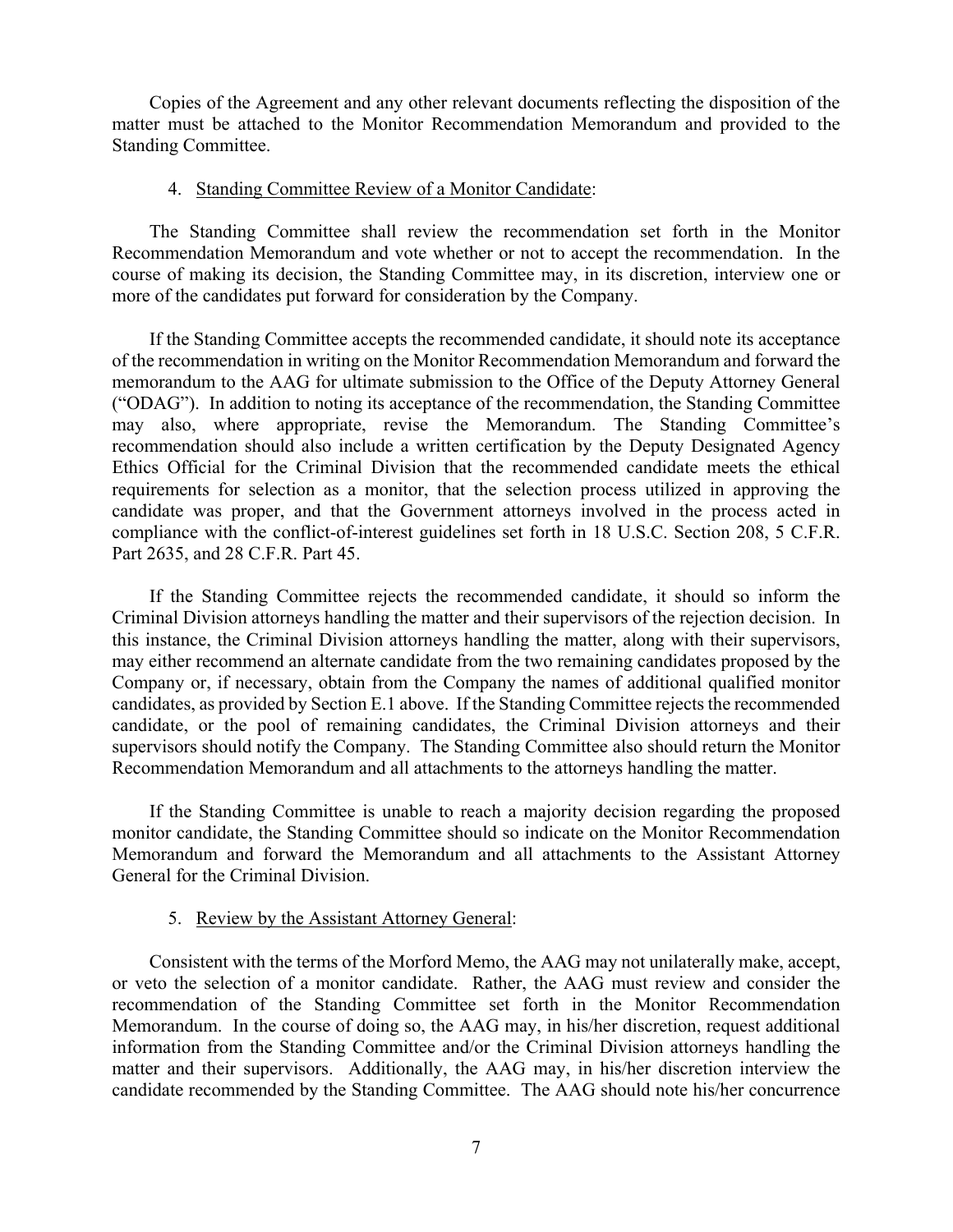Copies of the Agreement and any other relevant documents reflecting the disposition of the matter must be attached to the Monitor Recommendation Memorandum and provided to the Standing Committee.

4. Standing Committee Review of a Monitor Candidate:

The Standing Committee shall review the recommendation set forth in the Monitor Recommendation Memorandum and vote whether or not to accept the recommendation. In the course of making its decision, the Standing Committee may, in its discretion, interview one or more of the candidates put forward for consideration by the Company.

If the Standing Committee accepts the recommended candidate, it should note its acceptance of the recommendation in writing on the Monitor Recommendation Memorandum and forward the memorandum to the AAG for ultimate submission to the Office of the Deputy Attorney General ("ODAG"). In addition to noting its acceptance of the recommendation, the Standing Committee may also, where appropriate, revise the Memorandum. The Standing Committee's recommendation should also include a written certification by the Deputy Designated Agency Ethics Official for the Criminal Division that the recommended candidate meets the ethical requirements for selection as a monitor, that the selection process utilized in approving the candidate was proper, and that the Government attorneys involved in the process acted in compliance with the conflict-of-interest guidelines set forth in 18 U.S.C. Section 208, 5 C.F.R. Part 2635, and 28 C.F.R. Part 45.

If the Standing Committee rejects the recommended candidate, it should so inform the Criminal Division attorneys handling the matter and their supervisors of the rejection decision. In this instance, the Criminal Division attorneys handling the matter, along with their supervisors, may either recommend an alternate candidate from the two remaining candidates proposed by the Company or, if necessary, obtain from the Company the names of additional qualified monitor candidates, as provided by Section E.1 above. If the Standing Committee rejects the recommended candidate, or the pool of remaining candidates, the Criminal Division attorneys and their supervisors should notify the Company. The Standing Committee also should return the Monitor Recommendation Memorandum and all attachments to the attorneys handling the matter.

If the Standing Committee is unable to reach a majority decision regarding the proposed monitor candidate, the Standing Committee should so indicate on the Monitor Recommendation Memorandum and forward the Memorandum and all attachments to the Assistant Attorney General for the Criminal Division.

5. Review by the Assistant Attorney General:

Consistent with the terms of the Morford Memo, the AAG may not unilaterally make, accept, or veto the selection of a monitor candidate. Rather, the AAG must review and consider the recommendation of the Standing Committee set forth in the Monitor Recommendation Memorandum. In the course of doing so, the AAG may, in his/her discretion, request additional information from the Standing Committee and/or the Criminal Division attorneys handling the matter and their supervisors. Additionally, the AAG may, in his/her discretion interview the candidate recommended by the Standing Committee. The AAG should note his/her concurrence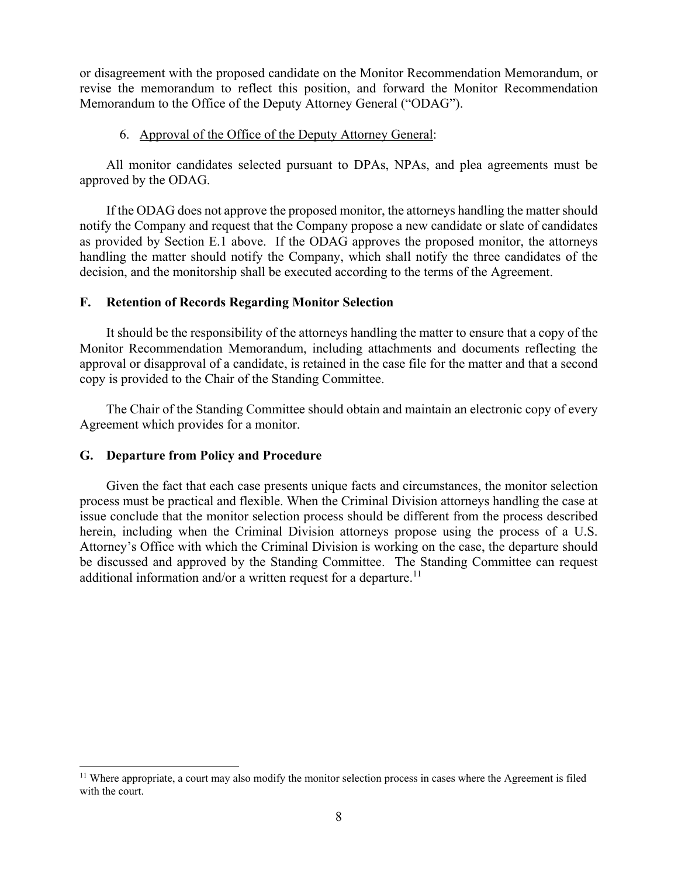or disagreement with the proposed candidate on the Monitor Recommendation Memorandum, or revise the memorandum to reflect this position, and forward the Monitor Recommendation Memorandum to the Office of the Deputy Attorney General ("ODAG").

6. Approval of the Office of the Deputy Attorney General:

All monitor candidates selected pursuant to DPAs, NPAs, and plea agreements must be approved by the ODAG.

If the ODAG does not approve the proposed monitor, the attorneys handling the matter should notify the Company and request that the Company propose a new candidate or slate of candidates as provided by Section E.1 above. If the ODAG approves the proposed monitor, the attorneys handling the matter should notify the Company, which shall notify the three candidates of the decision, and the monitorship shall be executed according to the terms of the Agreement.

### F. Retention of Records Regarding Monitor Selection

It should be the responsibility of the attorneys handling the matter to ensure that a copy of the Monitor Recommendation Memorandum, including attachments and documents reflecting the approval or disapproval of a candidate, is retained in the case file for the matter and that a second copy is provided to the Chair of the Standing Committee.

The Chair of the Standing Committee should obtain and maintain an electronic copy of every Agreement which provides for a monitor.

### G. Departure from Policy and Procedure

Given the fact that each case presents unique facts and circumstances, the monitor selection process must be practical and flexible. When the Criminal Division attorneys handling the case at issue conclude that the monitor selection process should be different from the process described herein, including when the Criminal Division attorneys propose using the process of a U.S. Attorney's Office with which the Criminal Division is working on the case, the departure should be discussed and approved by the Standing Committee. The Standing Committee can request additional information and/or a written request for a departure.[11]

[11] Where appropriate, a court may also modify the monitor selection process in cases where the Agreement is filed with the court.